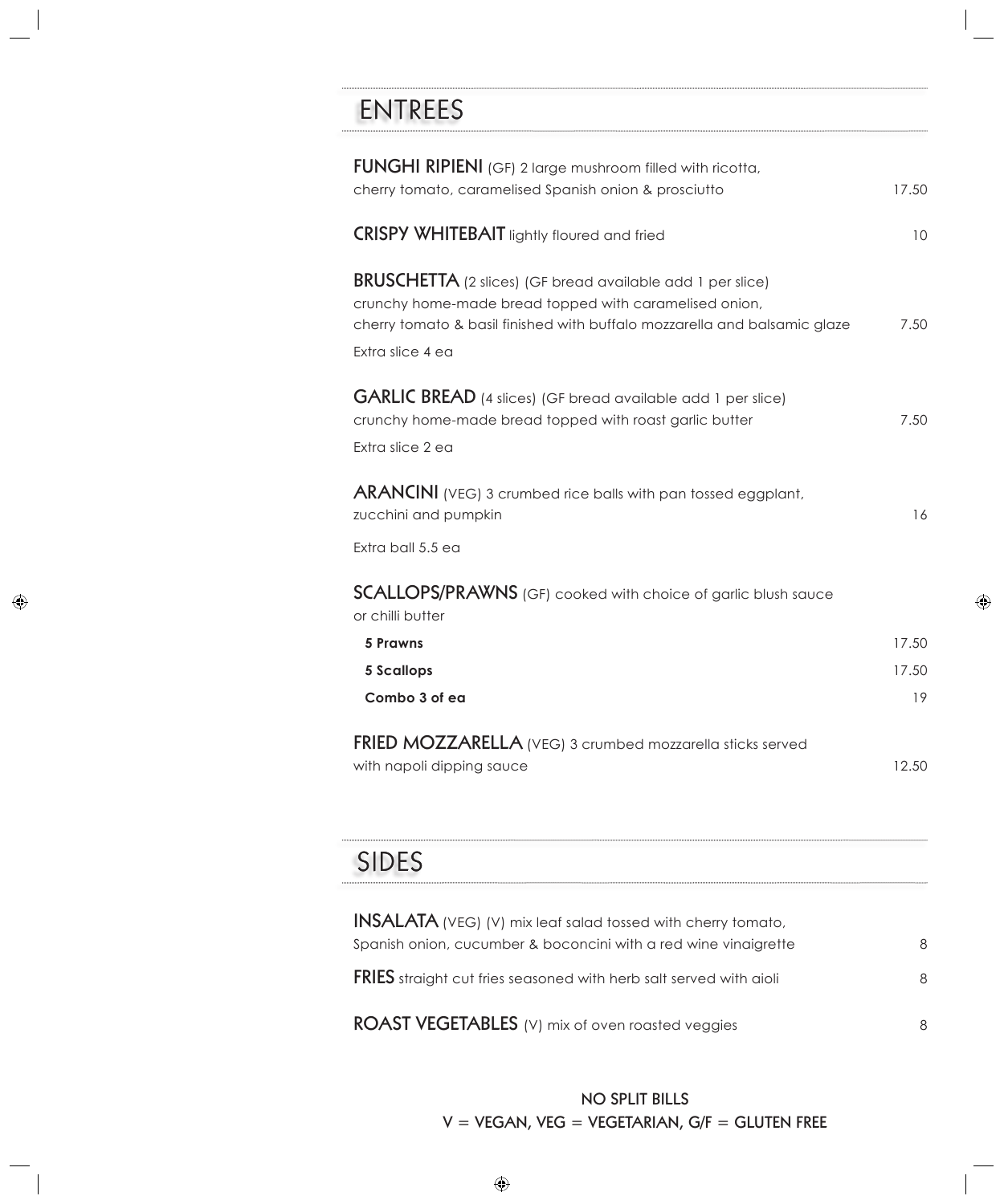## ENTREES

**FUNGHI RIPIENI** (GF) 2 large mushroom filled with ricotta, cherry tomato, caramelised Spanish onion & prosciutto — 17.50

**CRISPY WHITEBAIT** lightly floured and fried — 10

**BRUSCHETTA** (2 slices) (GF bread available add 1 per slice) crunchy home-made bread topped with caramelised onion, cherry tomato & basil finished with buffalo mozzarella and balsamic glaze — 7.50

Extra slice 4 ea

**GARLIC BREAD** (4 slices) (GF bread available add 1 per slice) crunchy home-made bread topped with roast garlic butter — 7.50

Extra slice 2 ea

**ARANCINI** (VEG) 3 crumbed rice balls with pan tossed eggplant, zucchini and pumpkin — 16

Extra ball 5.5 ea

**SCALLOPS/PRAWNS** (GF) cooked with choice of garlic blush sauce or chilli butter

| | |
|---|---|
| **5 Prawns** | 17.50 |
| **5 Scallops** | 17.50 |
| **Combo 3 of ea** | 19 |

**FRIED MOZZARELLA** (VEG) 3 crumbed mozzarella sticks served with napoli dipping sauce — 12.50

## SIDES

**INSALATA** (VEG) (V) mix leaf salad tossed with cherry tomato, Spanish onion, cucumber & boconcini with a red wine vinaigrette — 8

**FRIES** straight cut fries seasoned with herb salt served with aioli — 8

**ROAST VEGETABLES** (V) mix of oven roasted veggies — 8

NO SPLIT BILLS

V = VEGAN, VEG = VEGETARIAN, G/F = GLUTEN FREE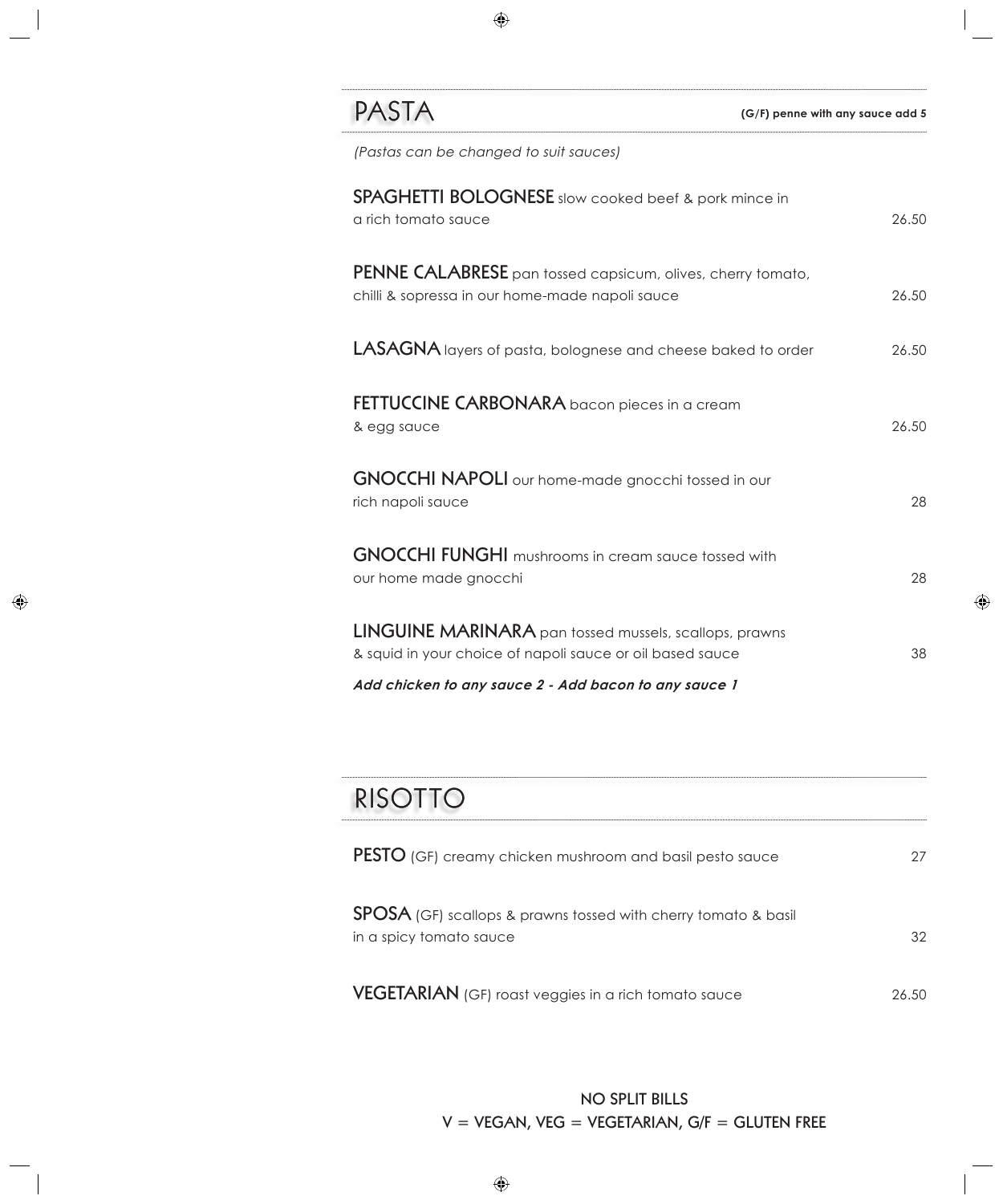## PASTA

**(G/F) penne with any sauce add 5**

*(Pastas can be changed to suit sauces)*

**SPAGHETTI BOLOGNESE** slow cooked beef & pork mince in a rich tomato sauce — 26.50

**PENNE CALABRESE** pan tossed capsicum, olives, cherry tomato, chilli & sopressa in our home-made napoli sauce — 26.50

**LASAGNA** layers of pasta, bolognese and cheese baked to order — 26.50

**FETTUCCINE CARBONARA** bacon pieces in a cream & egg sauce — 26.50

**GNOCCHI NAPOLI** our home-made gnocchi tossed in our rich napoli sauce — 28

**GNOCCHI FUNGHI** mushrooms in cream sauce tossed with our home made gnocchi — 28

**LINGUINE MARINARA** pan tossed mussels, scallops, prawns & squid in your choice of napoli sauce or oil based sauce — 38

***Add chicken to any sauce 2 - Add bacon to any sauce 1***

## RISOTTO

**PESTO** (GF) creamy chicken mushroom and basil pesto sauce — 27

**SPOSA** (GF) scallops & prawns tossed with cherry tomato & basil in a spicy tomato sauce — 32

**VEGETARIAN** (GF) roast veggies in a rich tomato sauce — 26.50

NO SPLIT BILLS

V = VEGAN, VEG = VEGETARIAN, G/F = GLUTEN FREE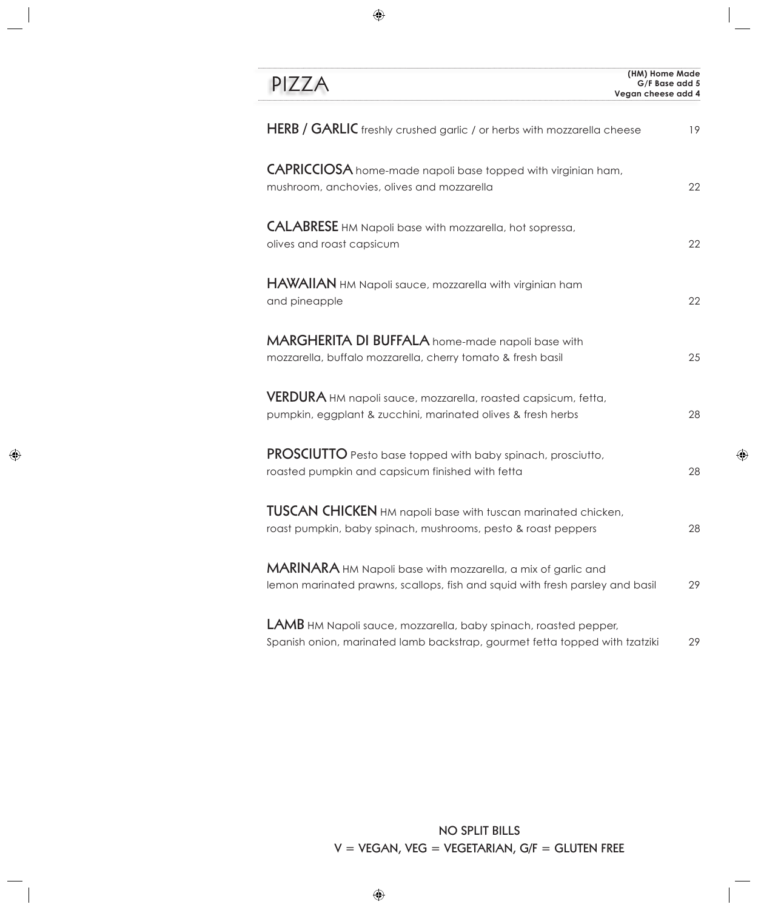# PIZZA

**(HM) Home Made**
**G/F Base add 5**
**Vegan cheese add 4**

**HERB / GARLIC** freshly crushed garlic / or herbs with mozzarella cheese 19

**CAPRICCIOSA** home-made napoli base topped with virginian ham, mushroom, anchovies, olives and mozzarella 22

**CALABRESE** HM Napoli base with mozzarella, hot sopressa, olives and roast capsicum 22

**HAWAIIAN** HM Napoli sauce, mozzarella with virginian ham and pineapple 22

**MARGHERITA DI BUFFALA** home-made napoli base with mozzarella, buffalo mozzarella, cherry tomato & fresh basil 25

**VERDURA** HM napoli sauce, mozzarella, roasted capsicum, fetta, pumpkin, eggplant & zucchini, marinated olives & fresh herbs 28

**PROSCIUTTO** Pesto base topped with baby spinach, prosciutto, roasted pumpkin and capsicum finished with fetta 28

**TUSCAN CHICKEN** HM napoli base with tuscan marinated chicken, roast pumpkin, baby spinach, mushrooms, pesto & roast peppers 28

**MARINARA** HM Napoli base with mozzarella, a mix of garlic and lemon marinated prawns, scallops, fish and squid with fresh parsley and basil 29

**LAMB** HM Napoli sauce, mozzarella, baby spinach, roasted pepper, Spanish onion, marinated lamb backstrap, gourmet fetta topped with tzatziki 29

NO SPLIT BILLS
V = VEGAN, VEG = VEGETARIAN, G/F = GLUTEN FREE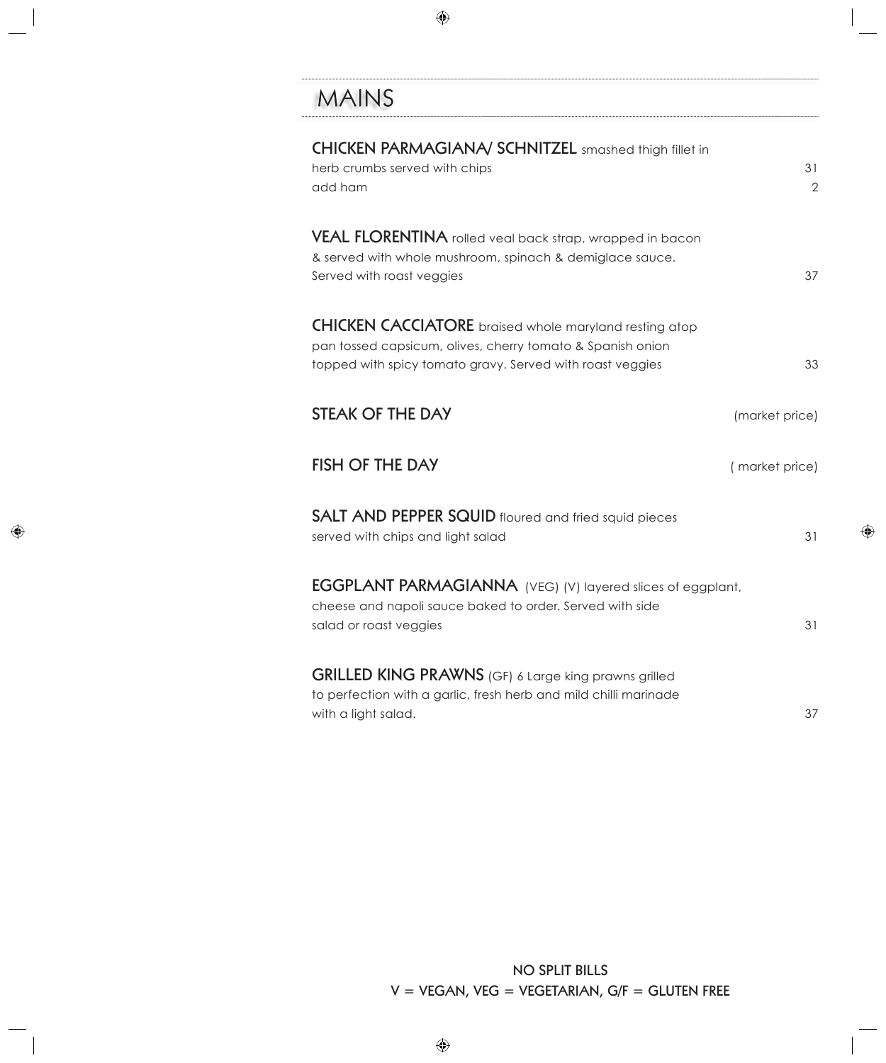# MAINS

**CHICKEN PARMAGIANA/ SCHNITZEL** smashed thigh fillet in herb crumbs served with chips — 31
add ham — 2

**VEAL FLORENTINA** rolled veal back strap, wrapped in bacon & served with whole mushroom, spinach & demiglace sauce. Served with roast veggies — 37

**CHICKEN CACCIATORE** braised whole maryland resting atop pan tossed capsicum, olives, cherry tomato & Spanish onion topped with spicy tomato gravy. Served with roast veggies — 33

**STEAK OF THE DAY** — (market price)

**FISH OF THE DAY** — ( market price)

**SALT AND PEPPER SQUID** floured and fried squid pieces served with chips and light salad — 31

**EGGPLANT PARMAGIANNA** (VEG) (V) layered slices of eggplant, cheese and napoli sauce baked to order. Served with side salad or roast veggies — 31

**GRILLED KING PRAWNS** (GF) 6 Large king prawns grilled to perfection with a garlic, fresh herb and mild chilli marinade with a light salad. — 37

NO SPLIT BILLS

V = VEGAN, VEG = VEGETARIAN, G/F = GLUTEN FREE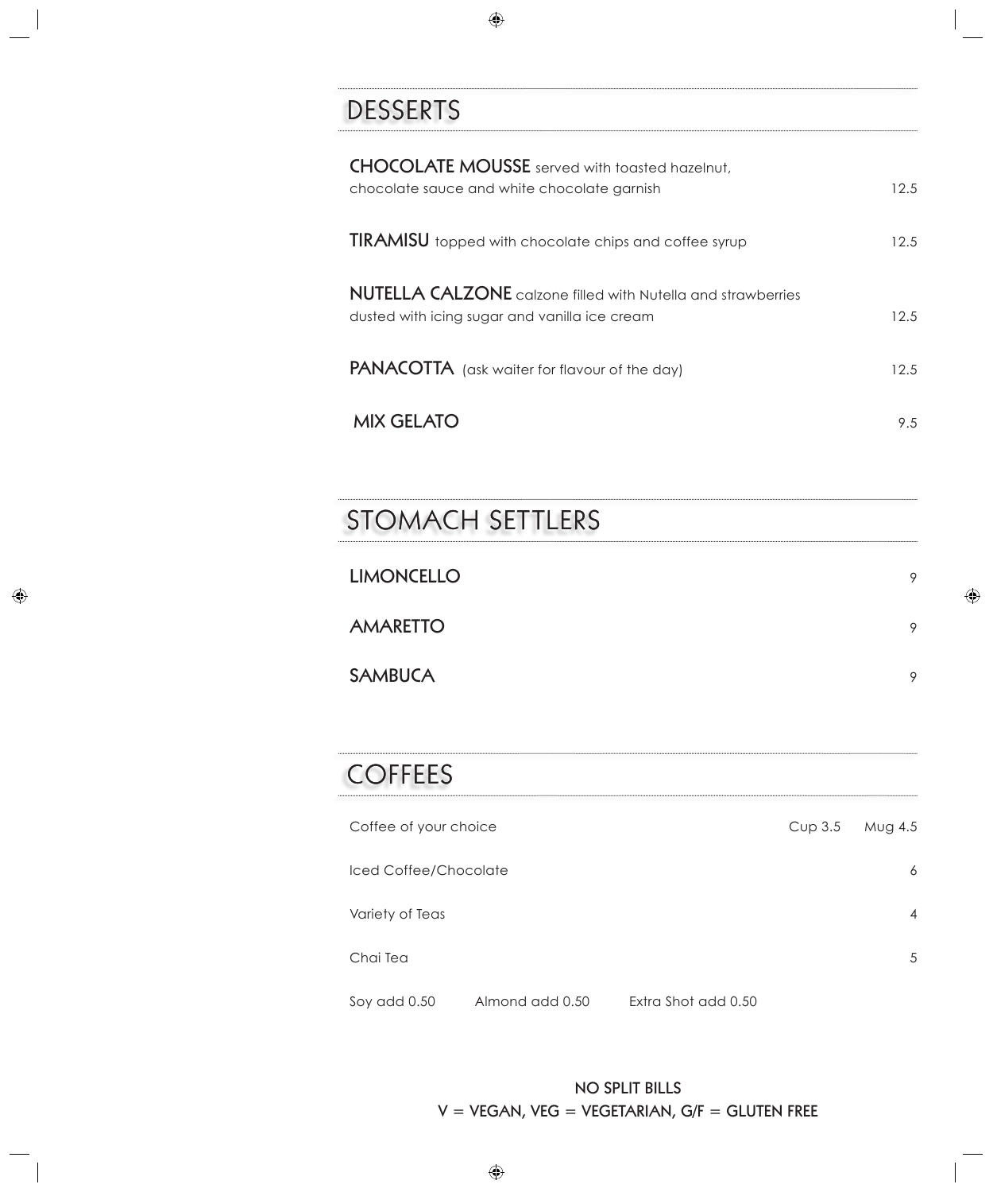## DESSERTS

**CHOCOLATE MOUSSE** served with toasted hazelnut, chocolate sauce and white chocolate garnish — 12.5

**TIRAMISU** topped with chocolate chips and coffee syrup — 12.5

**NUTELLA CALZONE** calzone filled with Nutella and strawberries dusted with icing sugar and vanilla ice cream — 12.5

**PANACOTTA** (ask waiter for flavour of the day) — 12.5

**MIX GELATO** — 9.5

## STOMACH SETTLERS

**LIMONCELLO** — 9

**AMARETTO** — 9

**SAMBUCA** — 9

## COFFEES

| Item | Cup | Mug |
|---|---|---|
| Coffee of your choice | Cup 3.5 | Mug 4.5 |
| Iced Coffee/Chocolate | | 6 |
| Variety of Teas | | 4 |
| Chai Tea | | 5 |

Soy add 0.50 Almond add 0.50 Extra Shot add 0.50

**NO SPLIT BILLS**

**V = VEGAN, VEG = VEGETARIAN, G/F = GLUTEN FREE**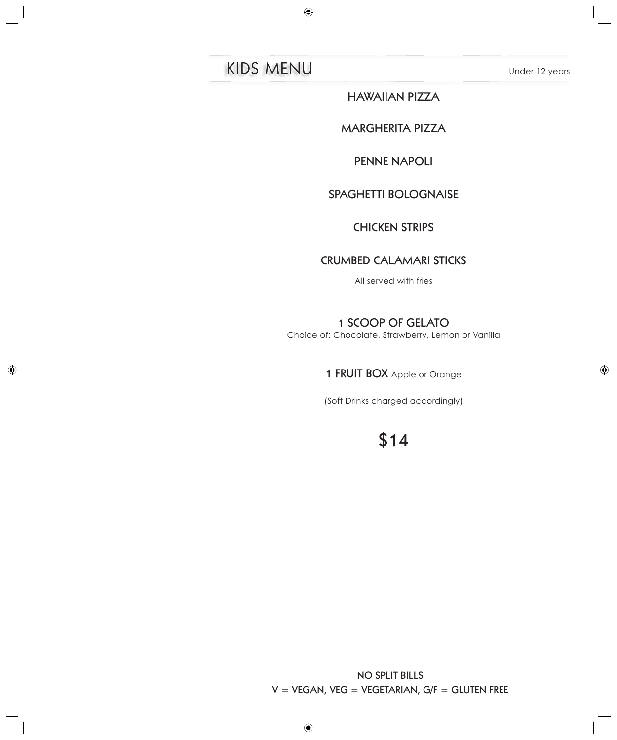# KIDS MENU

Under 12 years

HAWAIIAN PIZZA

MARGHERITA PIZZA

PENNE NAPOLI

SPAGHETTI BOLOGNAISE

CHICKEN STRIPS

CRUMBED CALAMARI STICKS

All served with fries

1 SCOOP OF GELATO

Choice of: Chocolate, Strawberry, Lemon or Vanilla

1 FRUIT BOX Apple or Orange

(Soft Drinks charged accordingly)

$14

NO SPLIT BILLS

V = VEGAN, VEG = VEGETARIAN, G/F = GLUTEN FREE